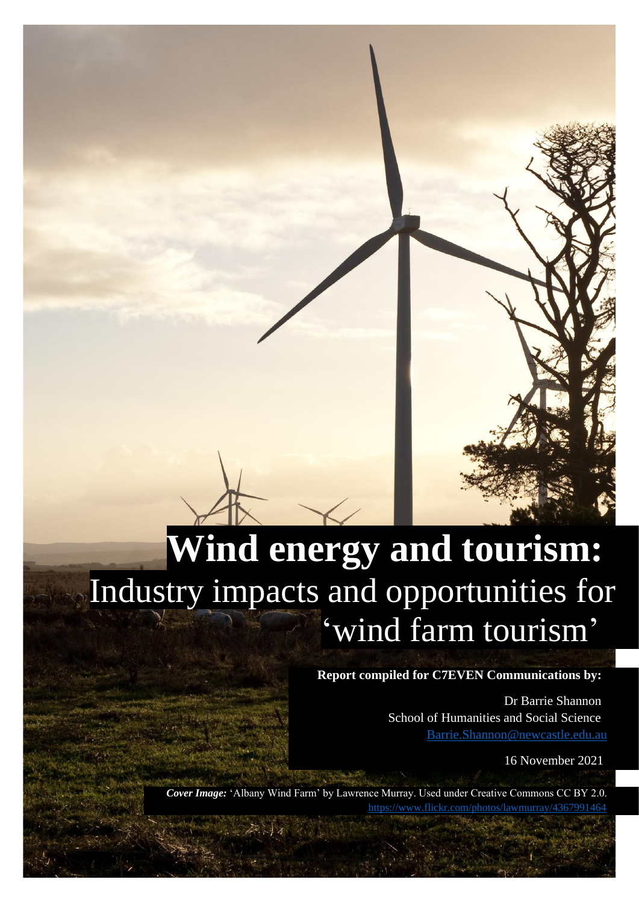# Wind energy and tourism:

## Industry impacts and opportunities for 'wind farm tourism'

**Report compiled for C7EVEN Communications by:**

Dr Barrie Shannon
School of Humanities and Social Science
Barrie.Shannon@newcastle.edu.au

16 November 2021

***Cover Image:*** 'Albany Wind Farm' by Lawrence Murray. Used under Creative Commons CC BY 2.0.
https://www.flickr.com/photos/lawmurray/4367991464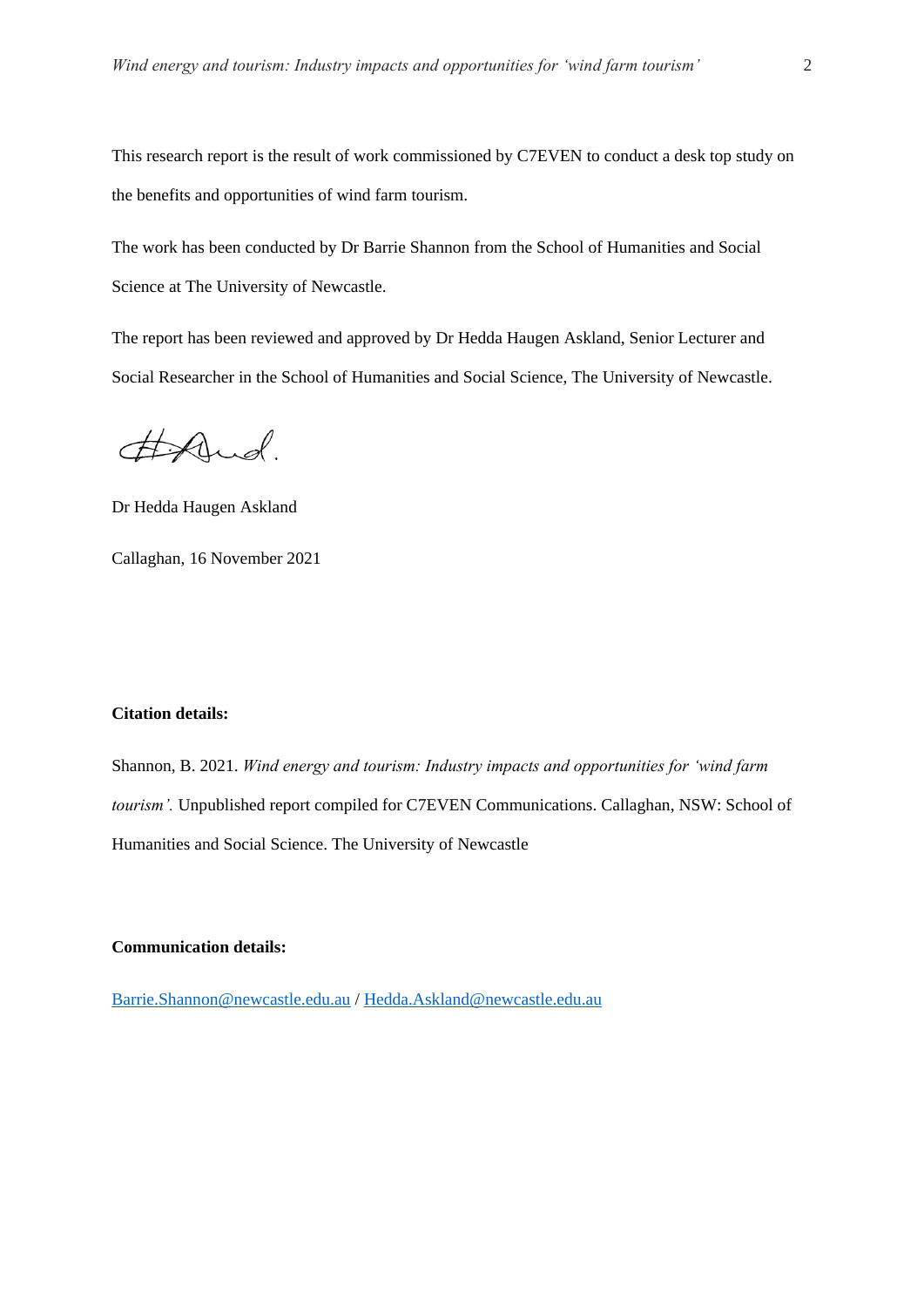This research report is the result of work commissioned by C7EVEN to conduct a desk top study on the benefits and opportunities of wind farm tourism.

The work has been conducted by Dr Barrie Shannon from the School of Humanities and Social Science at The University of Newcastle.

The report has been reviewed and approved by Dr Hedda Haugen Askland, Senior Lecturer and Social Researcher in the School of Humanities and Social Science, The University of Newcastle.

Dr Hedda Haugen Askland

Callaghan, 16 November 2021

**Citation details:**

Shannon, B. 2021. *Wind energy and tourism: Industry impacts and opportunities for 'wind farm tourism'.* Unpublished report compiled for C7EVEN Communications. Callaghan, NSW: School of Humanities and Social Science. The University of Newcastle

**Communication details:**

Barrie.Shannon@newcastle.edu.au / Hedda.Askland@newcastle.edu.au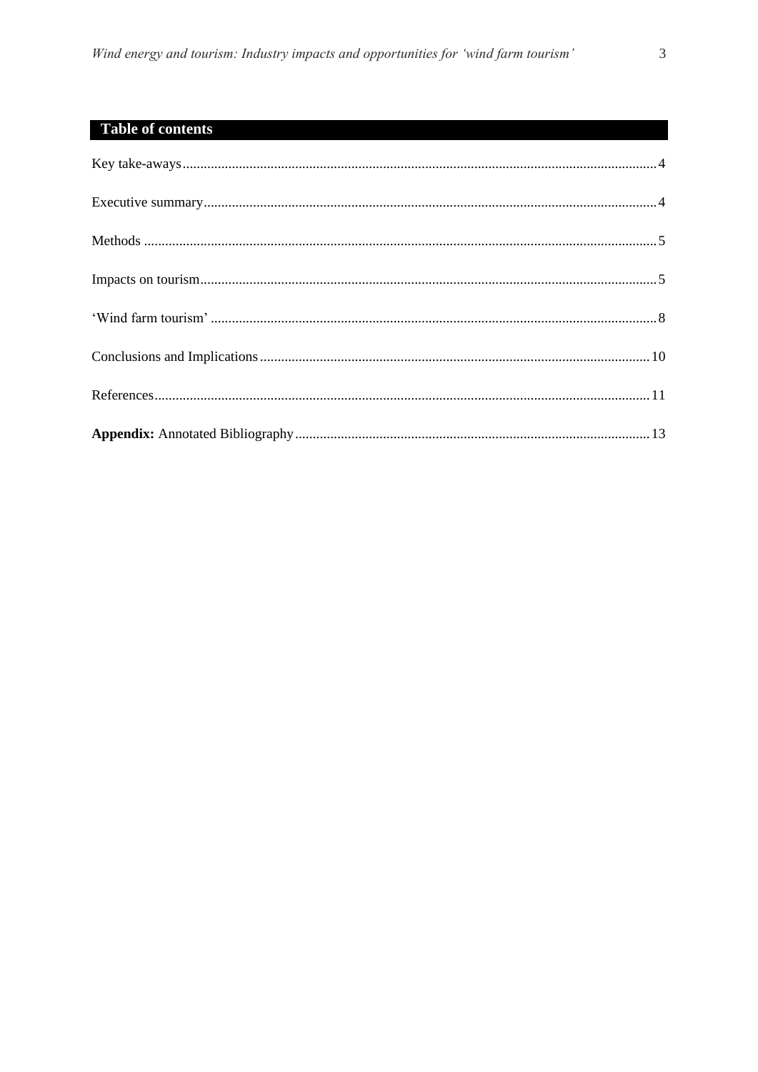## Table of contents

Key take-aways ........ 4

Executive summary ........ 4

Methods ........ 5

Impacts on tourism ........ 5

'Wind farm tourism' ........ 8

Conclusions and Implications ........ 10

References ........ 11

**Appendix:** Annotated Bibliography ........ 13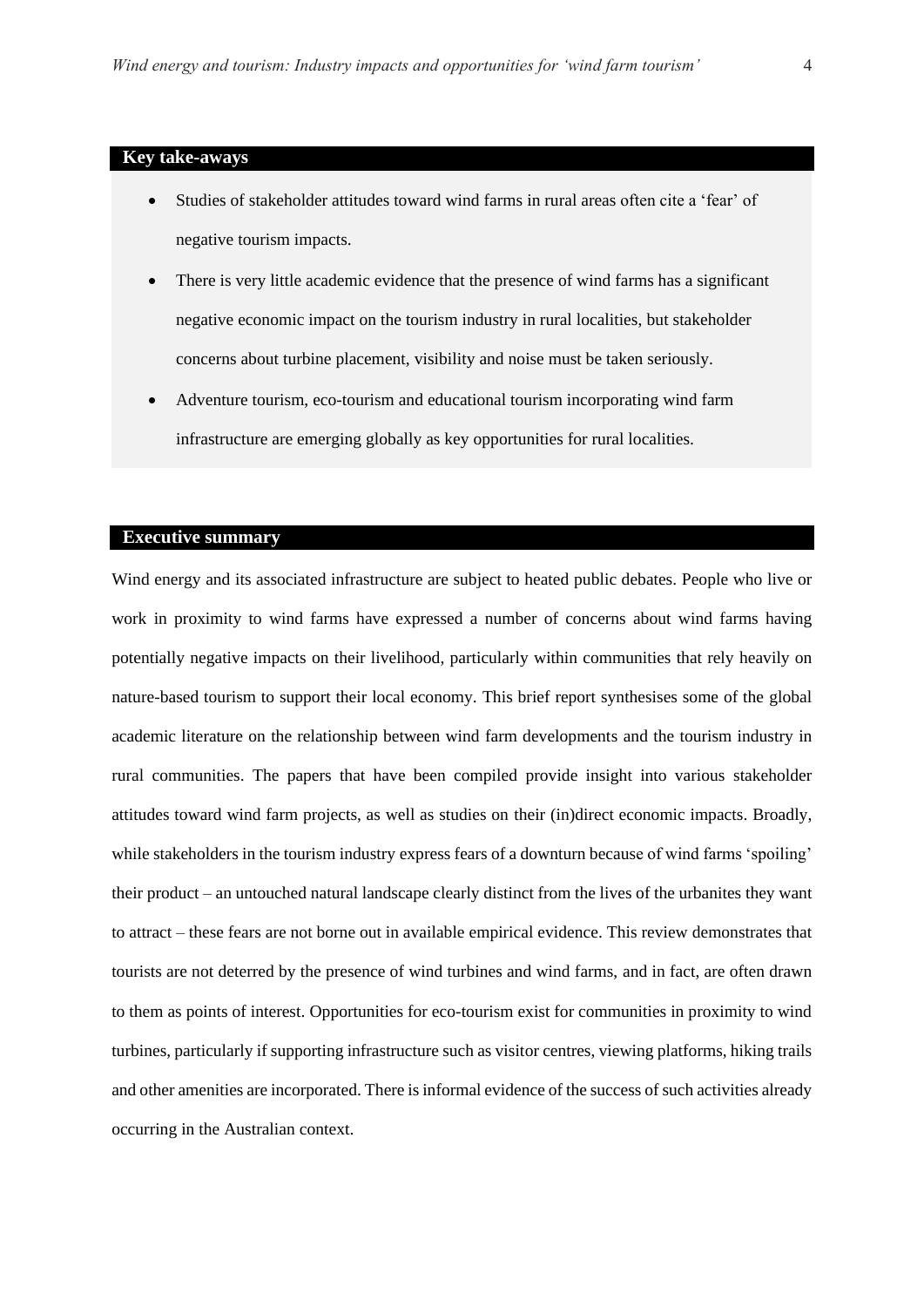## Key take-aways

- Studies of stakeholder attitudes toward wind farms in rural areas often cite a 'fear' of negative tourism impacts.
- There is very little academic evidence that the presence of wind farms has a significant negative economic impact on the tourism industry in rural localities, but stakeholder concerns about turbine placement, visibility and noise must be taken seriously.
- Adventure tourism, eco-tourism and educational tourism incorporating wind farm infrastructure are emerging globally as key opportunities for rural localities.

## Executive summary

Wind energy and its associated infrastructure are subject to heated public debates. People who live or work in proximity to wind farms have expressed a number of concerns about wind farms having potentially negative impacts on their livelihood, particularly within communities that rely heavily on nature-based tourism to support their local economy. This brief report synthesises some of the global academic literature on the relationship between wind farm developments and the tourism industry in rural communities. The papers that have been compiled provide insight into various stakeholder attitudes toward wind farm projects, as well as studies on their (in)direct economic impacts. Broadly, while stakeholders in the tourism industry express fears of a downturn because of wind farms 'spoiling' their product – an untouched natural landscape clearly distinct from the lives of the urbanites they want to attract – these fears are not borne out in available empirical evidence. This review demonstrates that tourists are not deterred by the presence of wind turbines and wind farms, and in fact, are often drawn to them as points of interest. Opportunities for eco-tourism exist for communities in proximity to wind turbines, particularly if supporting infrastructure such as visitor centres, viewing platforms, hiking trails and other amenities are incorporated. There is informal evidence of the success of such activities already occurring in the Australian context.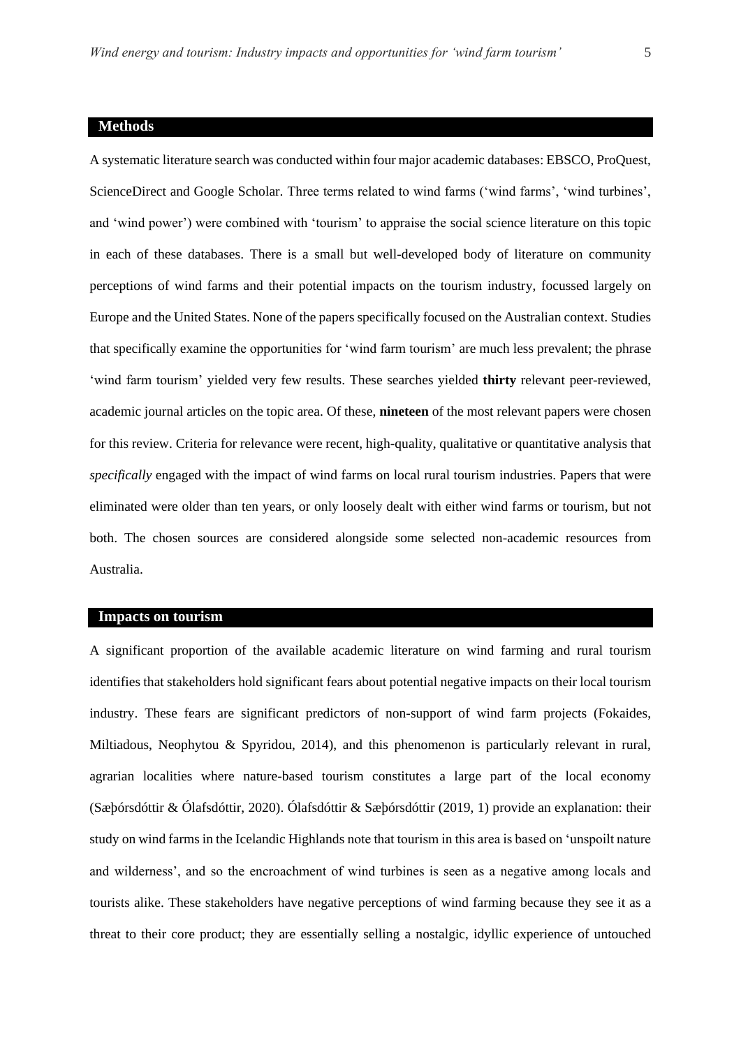## Methods

A systematic literature search was conducted within four major academic databases: EBSCO, ProQuest, ScienceDirect and Google Scholar. Three terms related to wind farms ('wind farms', 'wind turbines', and 'wind power') were combined with 'tourism' to appraise the social science literature on this topic in each of these databases. There is a small but well-developed body of literature on community perceptions of wind farms and their potential impacts on the tourism industry, focussed largely on Europe and the United States. None of the papers specifically focused on the Australian context. Studies that specifically examine the opportunities for 'wind farm tourism' are much less prevalent; the phrase 'wind farm tourism' yielded very few results. These searches yielded **thirty** relevant peer-reviewed, academic journal articles on the topic area. Of these, **nineteen** of the most relevant papers were chosen for this review. Criteria for relevance were recent, high-quality, qualitative or quantitative analysis that *specifically* engaged with the impact of wind farms on local rural tourism industries. Papers that were eliminated were older than ten years, or only loosely dealt with either wind farms or tourism, but not both. The chosen sources are considered alongside some selected non-academic resources from Australia.

## Impacts on tourism

A significant proportion of the available academic literature on wind farming and rural tourism identifies that stakeholders hold significant fears about potential negative impacts on their local tourism industry. These fears are significant predictors of non-support of wind farm projects (Fokaides, Miltiadous, Neophytou & Spyridou, 2014), and this phenomenon is particularly relevant in rural, agrarian localities where nature-based tourism constitutes a large part of the local economy (Sæþórsdóttir & Ólafsdóttir, 2020). Ólafsdóttir & Sæþórsdóttir (2019, 1) provide an explanation: their study on wind farms in the Icelandic Highlands note that tourism in this area is based on 'unspoilt nature and wilderness', and so the encroachment of wind turbines is seen as a negative among locals and tourists alike. These stakeholders have negative perceptions of wind farming because they see it as a threat to their core product; they are essentially selling a nostalgic, idyllic experience of untouched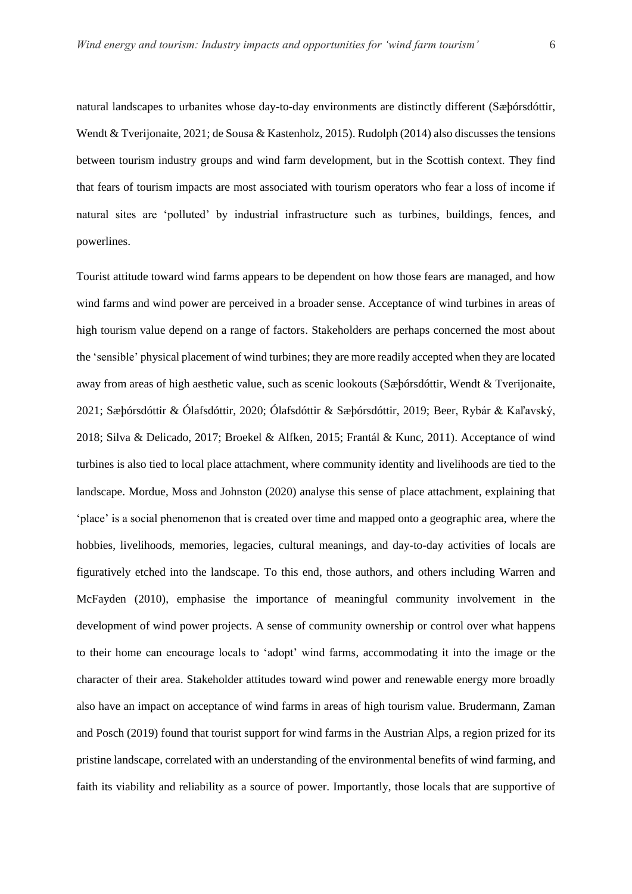natural landscapes to urbanites whose day-to-day environments are distinctly different (Sæþórsdóttir, Wendt & Tverijonaite, 2021; de Sousa & Kastenholz, 2015). Rudolph (2014) also discusses the tensions between tourism industry groups and wind farm development, but in the Scottish context. They find that fears of tourism impacts are most associated with tourism operators who fear a loss of income if natural sites are 'polluted' by industrial infrastructure such as turbines, buildings, fences, and powerlines.

Tourist attitude toward wind farms appears to be dependent on how those fears are managed, and how wind farms and wind power are perceived in a broader sense. Acceptance of wind turbines in areas of high tourism value depend on a range of factors. Stakeholders are perhaps concerned the most about the 'sensible' physical placement of wind turbines; they are more readily accepted when they are located away from areas of high aesthetic value, such as scenic lookouts (Sæþórsdóttir, Wendt & Tverijonaite, 2021; Sæþórsdóttir & Ólafsdóttir, 2020; Ólafsdóttir & Sæþórsdóttir, 2019; Beer, Rybár & Kaľavský, 2018; Silva & Delicado, 2017; Broekel & Alfken, 2015; Frantál & Kunc, 2011). Acceptance of wind turbines is also tied to local place attachment, where community identity and livelihoods are tied to the landscape. Mordue, Moss and Johnston (2020) analyse this sense of place attachment, explaining that 'place' is a social phenomenon that is created over time and mapped onto a geographic area, where the hobbies, livelihoods, memories, legacies, cultural meanings, and day-to-day activities of locals are figuratively etched into the landscape. To this end, those authors, and others including Warren and McFayden (2010), emphasise the importance of meaningful community involvement in the development of wind power projects. A sense of community ownership or control over what happens to their home can encourage locals to 'adopt' wind farms, accommodating it into the image or the character of their area. Stakeholder attitudes toward wind power and renewable energy more broadly also have an impact on acceptance of wind farms in areas of high tourism value. Brudermann, Zaman and Posch (2019) found that tourist support for wind farms in the Austrian Alps, a region prized for its pristine landscape, correlated with an understanding of the environmental benefits of wind farming, and faith its viability and reliability as a source of power. Importantly, those locals that are supportive of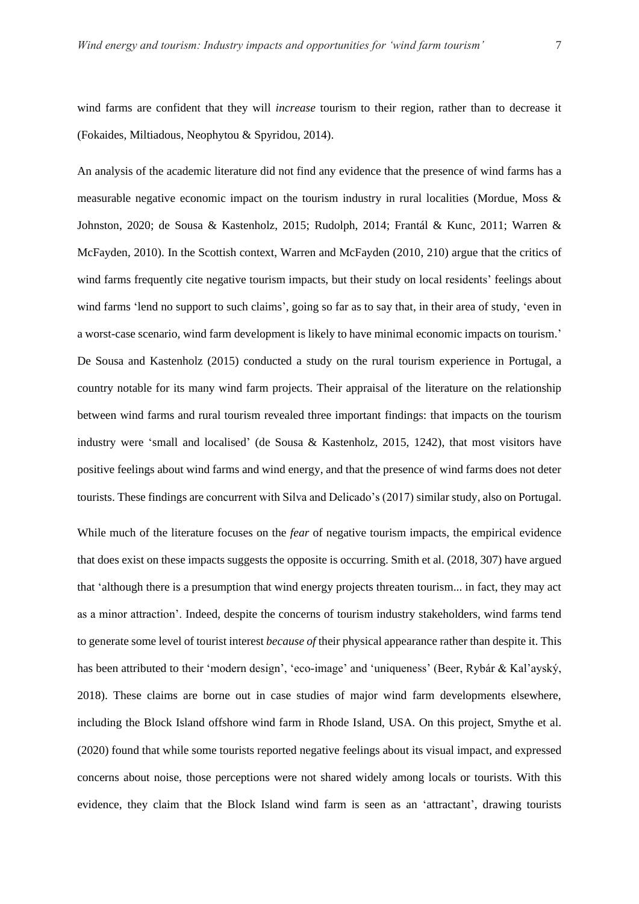wind farms are confident that they will *increase* tourism to their region, rather than to decrease it (Fokaides, Miltiadous, Neophytou & Spyridou, 2014).

An analysis of the academic literature did not find any evidence that the presence of wind farms has a measurable negative economic impact on the tourism industry in rural localities (Mordue, Moss & Johnston, 2020; de Sousa & Kastenholz, 2015; Rudolph, 2014; Frantál & Kunc, 2011; Warren & McFayden, 2010). In the Scottish context, Warren and McFayden (2010, 210) argue that the critics of wind farms frequently cite negative tourism impacts, but their study on local residents' feelings about wind farms 'lend no support to such claims', going so far as to say that, in their area of study, 'even in a worst-case scenario, wind farm development is likely to have minimal economic impacts on tourism.' De Sousa and Kastenholz (2015) conducted a study on the rural tourism experience in Portugal, a country notable for its many wind farm projects. Their appraisal of the literature on the relationship between wind farms and rural tourism revealed three important findings: that impacts on the tourism industry were 'small and localised' (de Sousa & Kastenholz, 2015, 1242), that most visitors have positive feelings about wind farms and wind energy, and that the presence of wind farms does not deter tourists. These findings are concurrent with Silva and Delicado's (2017) similar study, also on Portugal.

While much of the literature focuses on the *fear* of negative tourism impacts, the empirical evidence that does exist on these impacts suggests the opposite is occurring. Smith et al. (2018, 307) have argued that 'although there is a presumption that wind energy projects threaten tourism... in fact, they may act as a minor attraction'. Indeed, despite the concerns of tourism industry stakeholders, wind farms tend to generate some level of tourist interest *because of* their physical appearance rather than despite it. This has been attributed to their 'modern design', 'eco-image' and 'uniqueness' (Beer, Rybár & Kal'ayský, 2018). These claims are borne out in case studies of major wind farm developments elsewhere, including the Block Island offshore wind farm in Rhode Island, USA. On this project, Smythe et al. (2020) found that while some tourists reported negative feelings about its visual impact, and expressed concerns about noise, those perceptions were not shared widely among locals or tourists. With this evidence, they claim that the Block Island wind farm is seen as an 'attractant', drawing tourists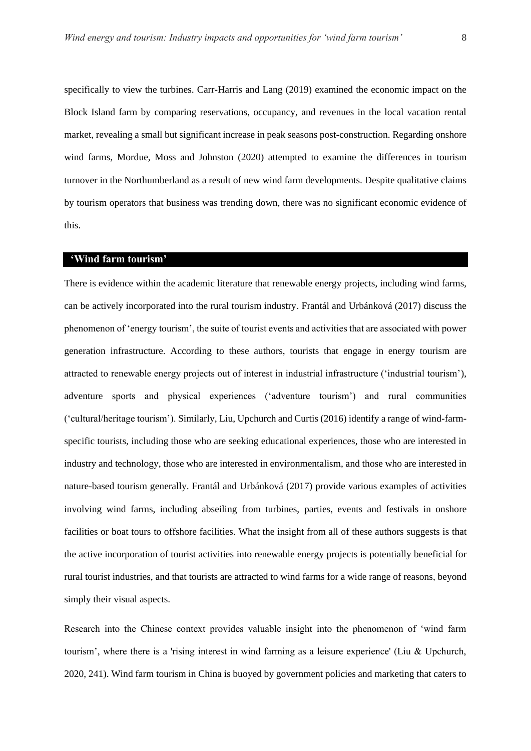specifically to view the turbines. Carr-Harris and Lang (2019) examined the economic impact on the Block Island farm by comparing reservations, occupancy, and revenues in the local vacation rental market, revealing a small but significant increase in peak seasons post-construction. Regarding onshore wind farms, Mordue, Moss and Johnston (2020) attempted to examine the differences in tourism turnover in the Northumberland as a result of new wind farm developments. Despite qualitative claims by tourism operators that business was trending down, there was no significant economic evidence of this.

## 'Wind farm tourism'

There is evidence within the academic literature that renewable energy projects, including wind farms, can be actively incorporated into the rural tourism industry. Frantál and Urbánková (2017) discuss the phenomenon of 'energy tourism', the suite of tourist events and activities that are associated with power generation infrastructure. According to these authors, tourists that engage in energy tourism are attracted to renewable energy projects out of interest in industrial infrastructure ('industrial tourism'), adventure sports and physical experiences ('adventure tourism') and rural communities ('cultural/heritage tourism'). Similarly, Liu, Upchurch and Curtis (2016) identify a range of wind-farm-specific tourists, including those who are seeking educational experiences, those who are interested in industry and technology, those who are interested in environmentalism, and those who are interested in nature-based tourism generally. Frantál and Urbánková (2017) provide various examples of activities involving wind farms, including abseiling from turbines, parties, events and festivals in onshore facilities or boat tours to offshore facilities. What the insight from all of these authors suggests is that the active incorporation of tourist activities into renewable energy projects is potentially beneficial for rural tourist industries, and that tourists are attracted to wind farms for a wide range of reasons, beyond simply their visual aspects.

Research into the Chinese context provides valuable insight into the phenomenon of 'wind farm tourism', where there is a 'rising interest in wind farming as a leisure experience' (Liu & Upchurch, 2020, 241). Wind farm tourism in China is buoyed by government policies and marketing that caters to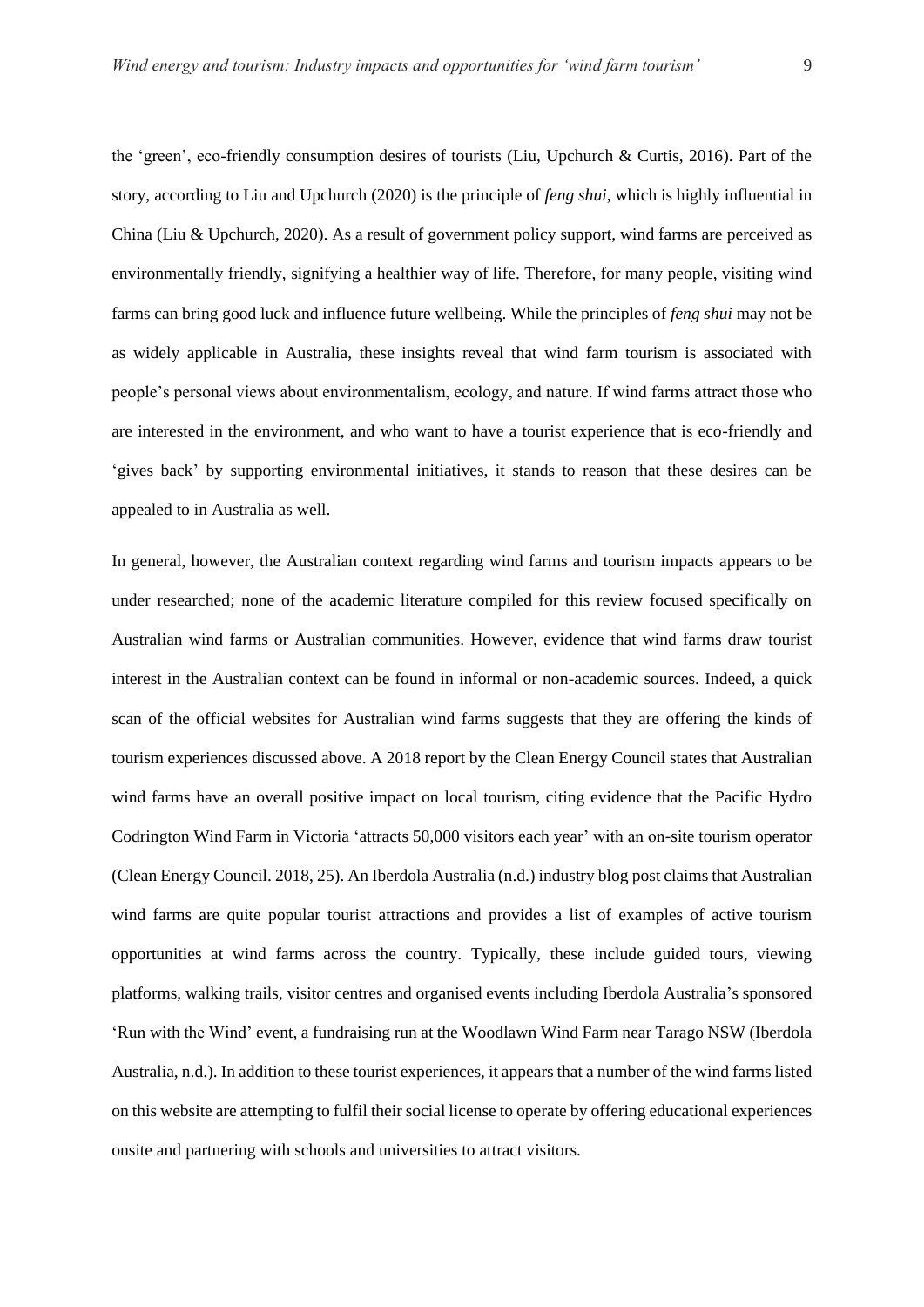the 'green', eco-friendly consumption desires of tourists (Liu, Upchurch & Curtis, 2016). Part of the story, according to Liu and Upchurch (2020) is the principle of *feng shui*, which is highly influential in China (Liu & Upchurch, 2020). As a result of government policy support, wind farms are perceived as environmentally friendly, signifying a healthier way of life. Therefore, for many people, visiting wind farms can bring good luck and influence future wellbeing. While the principles of *feng shui* may not be as widely applicable in Australia, these insights reveal that wind farm tourism is associated with people's personal views about environmentalism, ecology, and nature. If wind farms attract those who are interested in the environment, and who want to have a tourist experience that is eco-friendly and 'gives back' by supporting environmental initiatives, it stands to reason that these desires can be appealed to in Australia as well.

In general, however, the Australian context regarding wind farms and tourism impacts appears to be under researched; none of the academic literature compiled for this review focused specifically on Australian wind farms or Australian communities. However, evidence that wind farms draw tourist interest in the Australian context can be found in informal or non-academic sources. Indeed, a quick scan of the official websites for Australian wind farms suggests that they are offering the kinds of tourism experiences discussed above. A 2018 report by the Clean Energy Council states that Australian wind farms have an overall positive impact on local tourism, citing evidence that the Pacific Hydro Codrington Wind Farm in Victoria 'attracts 50,000 visitors each year' with an on-site tourism operator (Clean Energy Council. 2018, 25). An Iberdola Australia (n.d.) industry blog post claims that Australian wind farms are quite popular tourist attractions and provides a list of examples of active tourism opportunities at wind farms across the country. Typically, these include guided tours, viewing platforms, walking trails, visitor centres and organised events including Iberdola Australia's sponsored 'Run with the Wind' event, a fundraising run at the Woodlawn Wind Farm near Tarago NSW (Iberdola Australia, n.d.). In addition to these tourist experiences, it appears that a number of the wind farms listed on this website are attempting to fulfil their social license to operate by offering educational experiences onsite and partnering with schools and universities to attract visitors.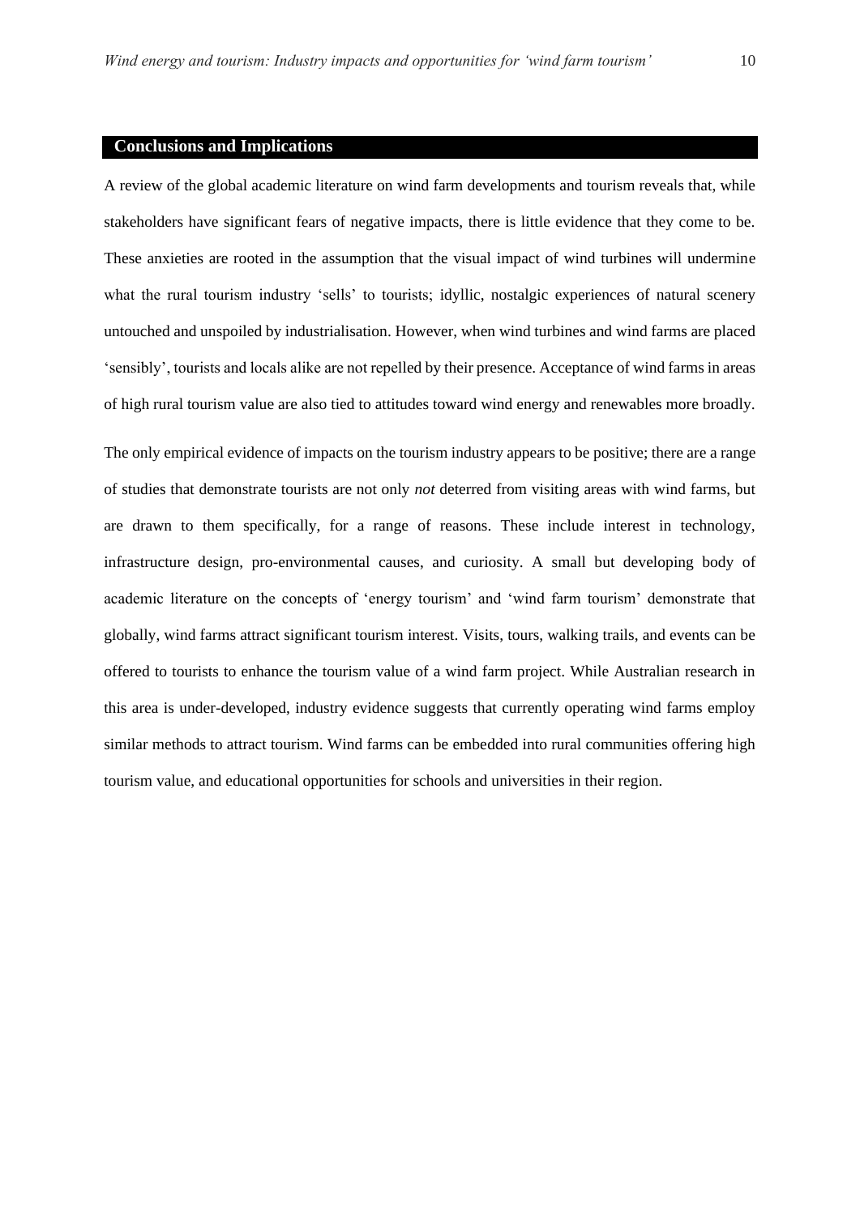## Conclusions and Implications

A review of the global academic literature on wind farm developments and tourism reveals that, while stakeholders have significant fears of negative impacts, there is little evidence that they come to be. These anxieties are rooted in the assumption that the visual impact of wind turbines will undermine what the rural tourism industry 'sells' to tourists; idyllic, nostalgic experiences of natural scenery untouched and unspoiled by industrialisation. However, when wind turbines and wind farms are placed 'sensibly', tourists and locals alike are not repelled by their presence. Acceptance of wind farms in areas of high rural tourism value are also tied to attitudes toward wind energy and renewables more broadly.

The only empirical evidence of impacts on the tourism industry appears to be positive; there are a range of studies that demonstrate tourists are not only *not* deterred from visiting areas with wind farms, but are drawn to them specifically, for a range of reasons. These include interest in technology, infrastructure design, pro-environmental causes, and curiosity. A small but developing body of academic literature on the concepts of 'energy tourism' and 'wind farm tourism' demonstrate that globally, wind farms attract significant tourism interest. Visits, tours, walking trails, and events can be offered to tourists to enhance the tourism value of a wind farm project. While Australian research in this area is under-developed, industry evidence suggests that currently operating wind farms employ similar methods to attract tourism. Wind farms can be embedded into rural communities offering high tourism value, and educational opportunities for schools and universities in their region.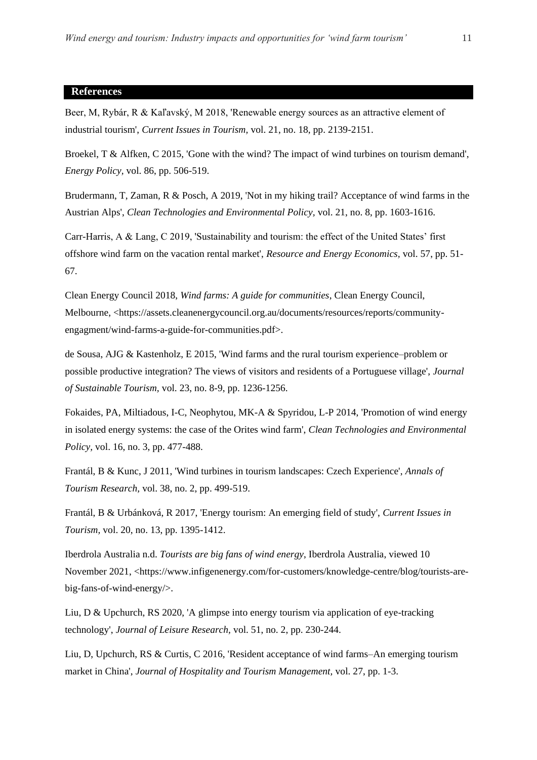## References

Beer, M, Rybár, R & Kaľavský, M 2018, 'Renewable energy sources as an attractive element of industrial tourism', *Current Issues in Tourism*, vol. 21, no. 18, pp. 2139-2151.

Broekel, T & Alfken, C 2015, 'Gone with the wind? The impact of wind turbines on tourism demand', *Energy Policy*, vol. 86, pp. 506-519.

Brudermann, T, Zaman, R & Posch, A 2019, 'Not in my hiking trail? Acceptance of wind farms in the Austrian Alps', *Clean Technologies and Environmental Policy*, vol. 21, no. 8, pp. 1603-1616.

Carr-Harris, A & Lang, C 2019, 'Sustainability and tourism: the effect of the United States' first offshore wind farm on the vacation rental market', *Resource and Energy Economics*, vol. 57, pp. 51-67.

Clean Energy Council 2018, *Wind farms: A guide for communities*, Clean Energy Council, Melbourne, <https://assets.cleanenergycouncil.org.au/documents/resources/reports/community-engagment/wind-farms-a-guide-for-communities.pdf>.

de Sousa, AJG & Kastenholz, E 2015, 'Wind farms and the rural tourism experience–problem or possible productive integration? The views of visitors and residents of a Portuguese village', *Journal of Sustainable Tourism*, vol. 23, no. 8-9, pp. 1236-1256.

Fokaides, PA, Miltiadous, I-C, Neophytou, MK-A & Spyridou, L-P 2014, 'Promotion of wind energy in isolated energy systems: the case of the Orites wind farm', *Clean Technologies and Environmental Policy*, vol. 16, no. 3, pp. 477-488.

Frantál, B & Kunc, J 2011, 'Wind turbines in tourism landscapes: Czech Experience', *Annals of Tourism Research*, vol. 38, no. 2, pp. 499-519.

Frantál, B & Urbánková, R 2017, 'Energy tourism: An emerging field of study', *Current Issues in Tourism*, vol. 20, no. 13, pp. 1395-1412.

Iberdrola Australia n.d. *Tourists are big fans of wind energy*, Iberdrola Australia, viewed 10 November 2021, <https://www.infigenenergy.com/for-customers/knowledge-centre/blog/tourists-are-big-fans-of-wind-energy/>.

Liu, D & Upchurch, RS 2020, 'A glimpse into energy tourism via application of eye-tracking technology', *Journal of Leisure Research*, vol. 51, no. 2, pp. 230-244.

Liu, D, Upchurch, RS & Curtis, C 2016, 'Resident acceptance of wind farms–An emerging tourism market in China', *Journal of Hospitality and Tourism Management*, vol. 27, pp. 1-3.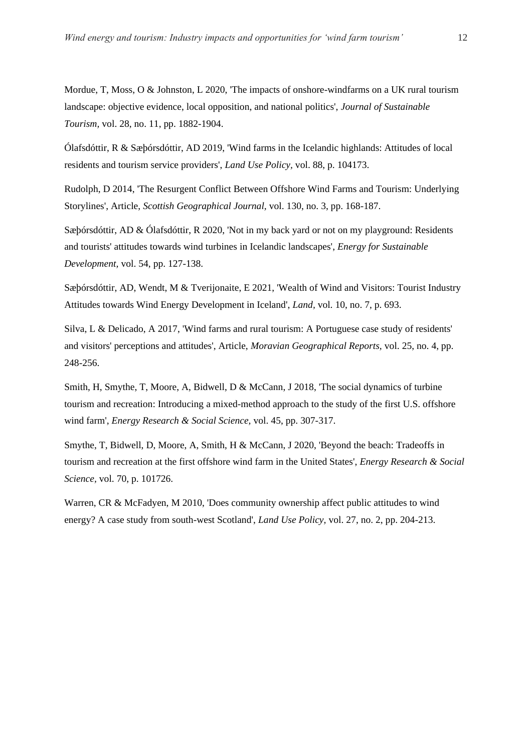Mordue, T, Moss, O & Johnston, L 2020, 'The impacts of onshore-windfarms on a UK rural tourism landscape: objective evidence, local opposition, and national politics', *Journal of Sustainable Tourism*, vol. 28, no. 11, pp. 1882-1904.

Ólafsdóttir, R & Sæþórsdóttir, AD 2019, 'Wind farms in the Icelandic highlands: Attitudes of local residents and tourism service providers', *Land Use Policy*, vol. 88, p. 104173.

Rudolph, D 2014, 'The Resurgent Conflict Between Offshore Wind Farms and Tourism: Underlying Storylines', Article, *Scottish Geographical Journal*, vol. 130, no. 3, pp. 168-187.

Sæþórsdóttir, AD & Ólafsdóttir, R 2020, 'Not in my back yard or not on my playground: Residents and tourists' attitudes towards wind turbines in Icelandic landscapes', *Energy for Sustainable Development*, vol. 54, pp. 127-138.

Sæþórsdóttir, AD, Wendt, M & Tverijonaite, E 2021, 'Wealth of Wind and Visitors: Tourist Industry Attitudes towards Wind Energy Development in Iceland', *Land*, vol. 10, no. 7, p. 693.

Silva, L & Delicado, A 2017, 'Wind farms and rural tourism: A Portuguese case study of residents' and visitors' perceptions and attitudes', Article, *Moravian Geographical Reports*, vol. 25, no. 4, pp. 248-256.

Smith, H, Smythe, T, Moore, A, Bidwell, D & McCann, J 2018, 'The social dynamics of turbine tourism and recreation: Introducing a mixed-method approach to the study of the first U.S. offshore wind farm', *Energy Research & Social Science*, vol. 45, pp. 307-317.

Smythe, T, Bidwell, D, Moore, A, Smith, H & McCann, J 2020, 'Beyond the beach: Tradeoffs in tourism and recreation at the first offshore wind farm in the United States', *Energy Research & Social Science*, vol. 70, p. 101726.

Warren, CR & McFadyen, M 2010, 'Does community ownership affect public attitudes to wind energy? A case study from south-west Scotland', *Land Use Policy*, vol. 27, no. 2, pp. 204-213.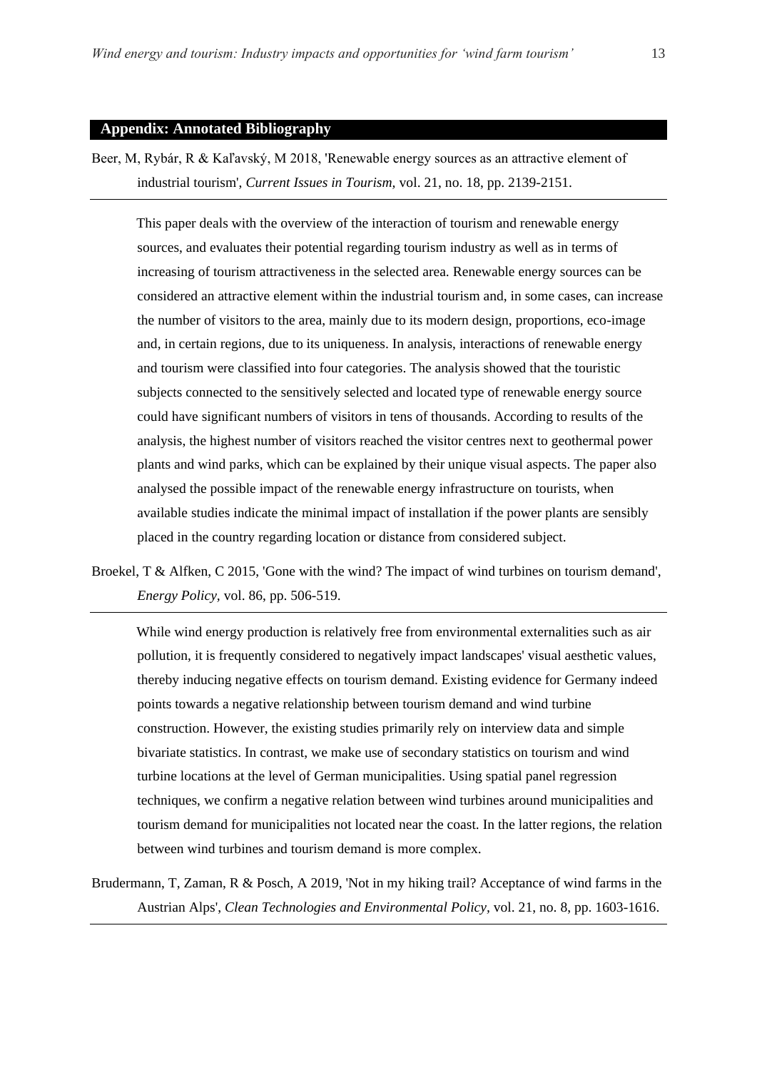## Appendix: Annotated Bibliography

Beer, M, Rybár, R & Kaľavský, M 2018, 'Renewable energy sources as an attractive element of industrial tourism', *Current Issues in Tourism,* vol. 21, no. 18, pp. 2139-2151.

This paper deals with the overview of the interaction of tourism and renewable energy sources, and evaluates their potential regarding tourism industry as well as in terms of increasing of tourism attractiveness in the selected area. Renewable energy sources can be considered an attractive element within the industrial tourism and, in some cases, can increase the number of visitors to the area, mainly due to its modern design, proportions, eco-image and, in certain regions, due to its uniqueness. In analysis, interactions of renewable energy and tourism were classified into four categories. The analysis showed that the touristic subjects connected to the sensitively selected and located type of renewable energy source could have significant numbers of visitors in tens of thousands. According to results of the analysis, the highest number of visitors reached the visitor centres next to geothermal power plants and wind parks, which can be explained by their unique visual aspects. The paper also analysed the possible impact of the renewable energy infrastructure on tourists, when available studies indicate the minimal impact of installation if the power plants are sensibly placed in the country regarding location or distance from considered subject.

Broekel, T & Alfken, C 2015, 'Gone with the wind? The impact of wind turbines on tourism demand', *Energy Policy*, vol. 86, pp. 506-519.

While wind energy production is relatively free from environmental externalities such as air pollution, it is frequently considered to negatively impact landscapes' visual aesthetic values, thereby inducing negative effects on tourism demand. Existing evidence for Germany indeed points towards a negative relationship between tourism demand and wind turbine construction. However, the existing studies primarily rely on interview data and simple bivariate statistics. In contrast, we make use of secondary statistics on tourism and wind turbine locations at the level of German municipalities. Using spatial panel regression techniques, we confirm a negative relation between wind turbines around municipalities and tourism demand for municipalities not located near the coast. In the latter regions, the relation between wind turbines and tourism demand is more complex.

Brudermann, T, Zaman, R & Posch, A 2019, 'Not in my hiking trail? Acceptance of wind farms in the Austrian Alps', *Clean Technologies and Environmental Policy*, vol. 21, no. 8, pp. 1603-1616.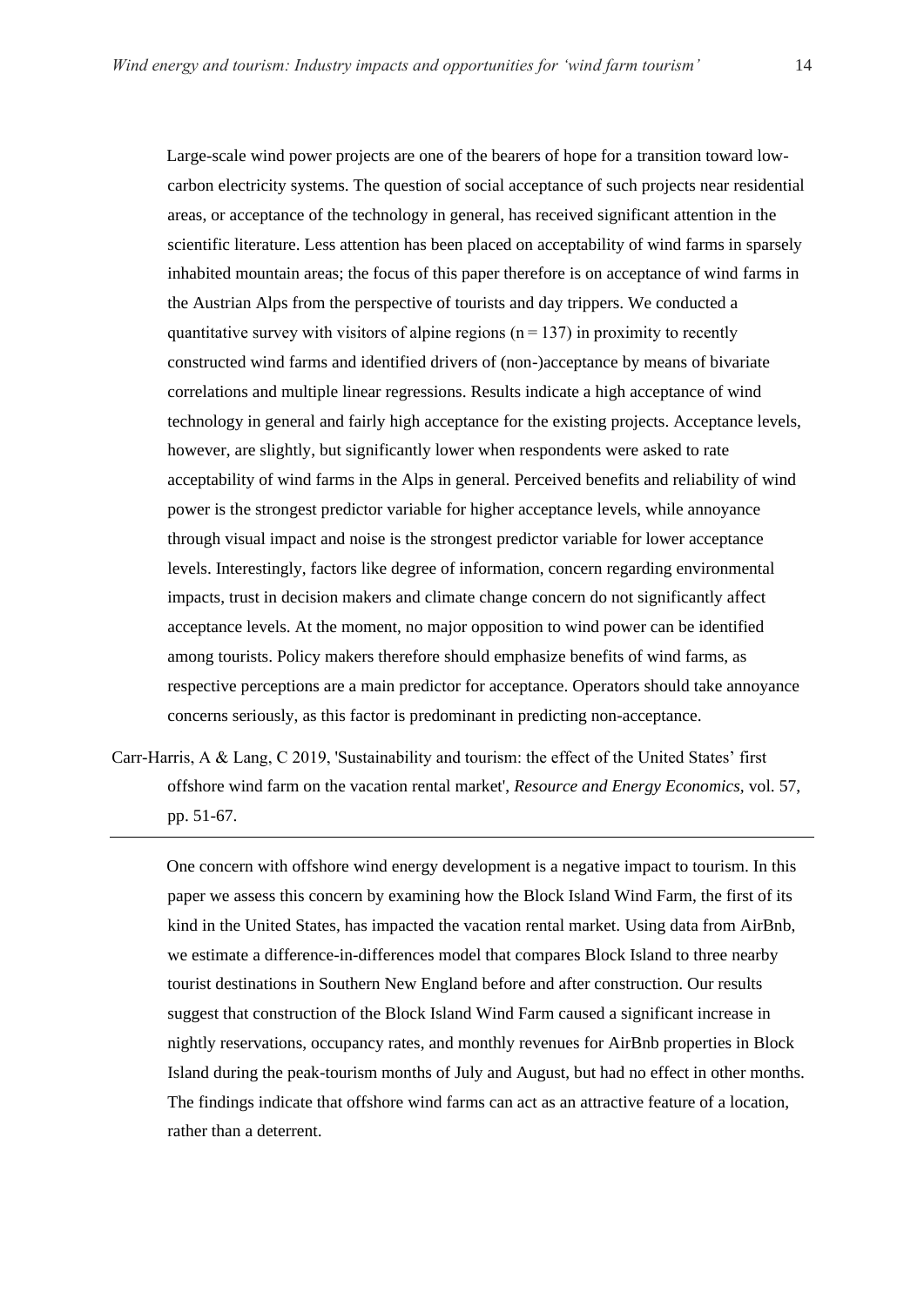Large-scale wind power projects are one of the bearers of hope for a transition toward low-carbon electricity systems. The question of social acceptance of such projects near residential areas, or acceptance of the technology in general, has received significant attention in the scientific literature. Less attention has been placed on acceptability of wind farms in sparsely inhabited mountain areas; the focus of this paper therefore is on acceptance of wind farms in the Austrian Alps from the perspective of tourists and day trippers. We conducted a quantitative survey with visitors of alpine regions ($n = 137$) in proximity to recently constructed wind farms and identified drivers of (non-)acceptance by means of bivariate correlations and multiple linear regressions. Results indicate a high acceptance of wind technology in general and fairly high acceptance for the existing projects. Acceptance levels, however, are slightly, but significantly lower when respondents were asked to rate acceptability of wind farms in the Alps in general. Perceived benefits and reliability of wind power is the strongest predictor variable for higher acceptance levels, while annoyance through visual impact and noise is the strongest predictor variable for lower acceptance levels. Interestingly, factors like degree of information, concern regarding environmental impacts, trust in decision makers and climate change concern do not significantly affect acceptance levels. At the moment, no major opposition to wind power can be identified among tourists. Policy makers therefore should emphasize benefits of wind farms, as respective perceptions are a main predictor for acceptance. Operators should take annoyance concerns seriously, as this factor is predominant in predicting non-acceptance.

Carr-Harris, A & Lang, C 2019, 'Sustainability and tourism: the effect of the United States' first offshore wind farm on the vacation rental market', *Resource and Energy Economics*, vol. 57, pp. 51-67.

---

One concern with offshore wind energy development is a negative impact to tourism. In this paper we assess this concern by examining how the Block Island Wind Farm, the first of its kind in the United States, has impacted the vacation rental market. Using data from AirBnb, we estimate a difference-in-differences model that compares Block Island to three nearby tourist destinations in Southern New England before and after construction. Our results suggest that construction of the Block Island Wind Farm caused a significant increase in nightly reservations, occupancy rates, and monthly revenues for AirBnb properties in Block Island during the peak-tourism months of July and August, but had no effect in other months. The findings indicate that offshore wind farms can act as an attractive feature of a location, rather than a deterrent.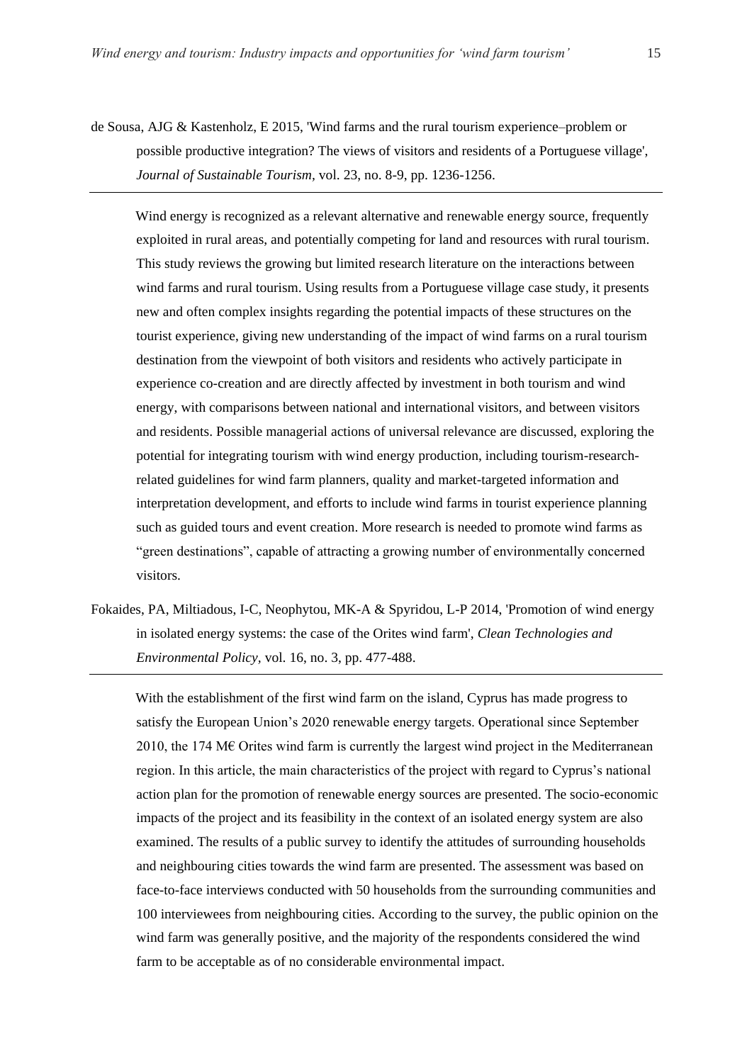de Sousa, AJG & Kastenholz, E 2015, 'Wind farms and the rural tourism experience–problem or possible productive integration? The views of visitors and residents of a Portuguese village', *Journal of Sustainable Tourism*, vol. 23, no. 8-9, pp. 1236-1256.

---

Wind energy is recognized as a relevant alternative and renewable energy source, frequently exploited in rural areas, and potentially competing for land and resources with rural tourism. This study reviews the growing but limited research literature on the interactions between wind farms and rural tourism. Using results from a Portuguese village case study, it presents new and often complex insights regarding the potential impacts of these structures on the tourist experience, giving new understanding of the impact of wind farms on a rural tourism destination from the viewpoint of both visitors and residents who actively participate in experience co-creation and are directly affected by investment in both tourism and wind energy, with comparisons between national and international visitors, and between visitors and residents. Possible managerial actions of universal relevance are discussed, exploring the potential for integrating tourism with wind energy production, including tourism-research-related guidelines for wind farm planners, quality and market-targeted information and interpretation development, and efforts to include wind farms in tourist experience planning such as guided tours and event creation. More research is needed to promote wind farms as "green destinations", capable of attracting a growing number of environmentally concerned visitors.

Fokaides, PA, Miltiadous, I-C, Neophytou, MK-A & Spyridou, L-P 2014, 'Promotion of wind energy in isolated energy systems: the case of the Orites wind farm', *Clean Technologies and Environmental Policy*, vol. 16, no. 3, pp. 477-488.

---

With the establishment of the first wind farm on the island, Cyprus has made progress to satisfy the European Union's 2020 renewable energy targets. Operational since September 2010, the 174 M€ Orites wind farm is currently the largest wind project in the Mediterranean region. In this article, the main characteristics of the project with regard to Cyprus's national action plan for the promotion of renewable energy sources are presented. The socio-economic impacts of the project and its feasibility in the context of an isolated energy system are also examined. The results of a public survey to identify the attitudes of surrounding households and neighbouring cities towards the wind farm are presented. The assessment was based on face-to-face interviews conducted with 50 households from the surrounding communities and 100 interviewees from neighbouring cities. According to the survey, the public opinion on the wind farm was generally positive, and the majority of the respondents considered the wind farm to be acceptable as of no considerable environmental impact.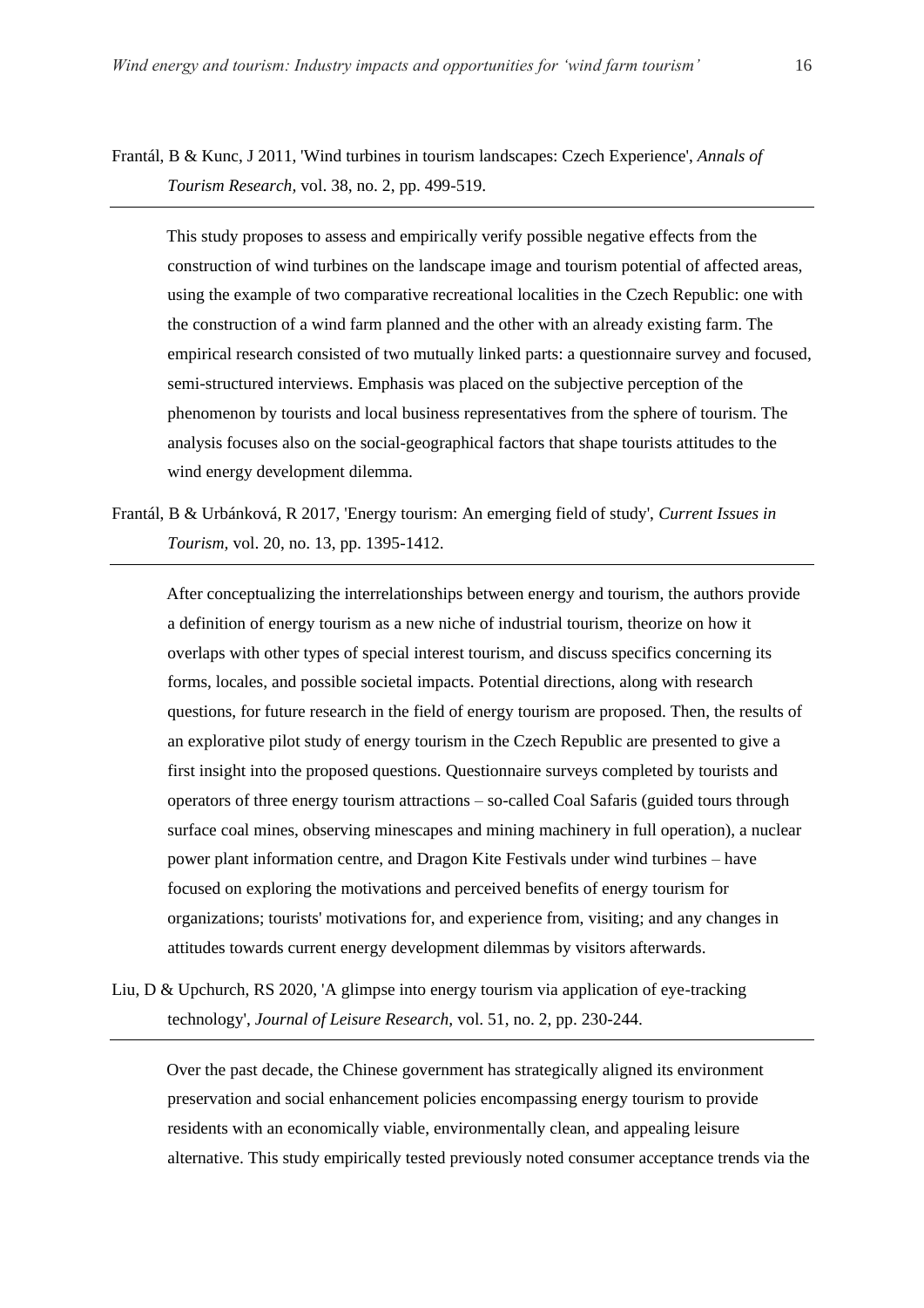Frantál, B & Kunc, J 2011, 'Wind turbines in tourism landscapes: Czech Experience', *Annals of Tourism Research*, vol. 38, no. 2, pp. 499-519.

---

This study proposes to assess and empirically verify possible negative effects from the construction of wind turbines on the landscape image and tourism potential of affected areas, using the example of two comparative recreational localities in the Czech Republic: one with the construction of a wind farm planned and the other with an already existing farm. The empirical research consisted of two mutually linked parts: a questionnaire survey and focused, semi-structured interviews. Emphasis was placed on the subjective perception of the phenomenon by tourists and local business representatives from the sphere of tourism. The analysis focuses also on the social-geographical factors that shape tourists attitudes to the wind energy development dilemma.

Frantál, B & Urbánková, R 2017, 'Energy tourism: An emerging field of study', *Current Issues in Tourism*, vol. 20, no. 13, pp. 1395-1412.

---

After conceptualizing the interrelationships between energy and tourism, the authors provide a definition of energy tourism as a new niche of industrial tourism, theorize on how it overlaps with other types of special interest tourism, and discuss specifics concerning its forms, locales, and possible societal impacts. Potential directions, along with research questions, for future research in the field of energy tourism are proposed. Then, the results of an explorative pilot study of energy tourism in the Czech Republic are presented to give a first insight into the proposed questions. Questionnaire surveys completed by tourists and operators of three energy tourism attractions – so-called Coal Safaris (guided tours through surface coal mines, observing minescapes and mining machinery in full operation), a nuclear power plant information centre, and Dragon Kite Festivals under wind turbines – have focused on exploring the motivations and perceived benefits of energy tourism for organizations; tourists' motivations for, and experience from, visiting; and any changes in attitudes towards current energy development dilemmas by visitors afterwards.

Liu, D & Upchurch, RS 2020, 'A glimpse into energy tourism via application of eye-tracking technology', *Journal of Leisure Research*, vol. 51, no. 2, pp. 230-244.

---

Over the past decade, the Chinese government has strategically aligned its environment preservation and social enhancement policies encompassing energy tourism to provide residents with an economically viable, environmentally clean, and appealing leisure alternative. This study empirically tested previously noted consumer acceptance trends via the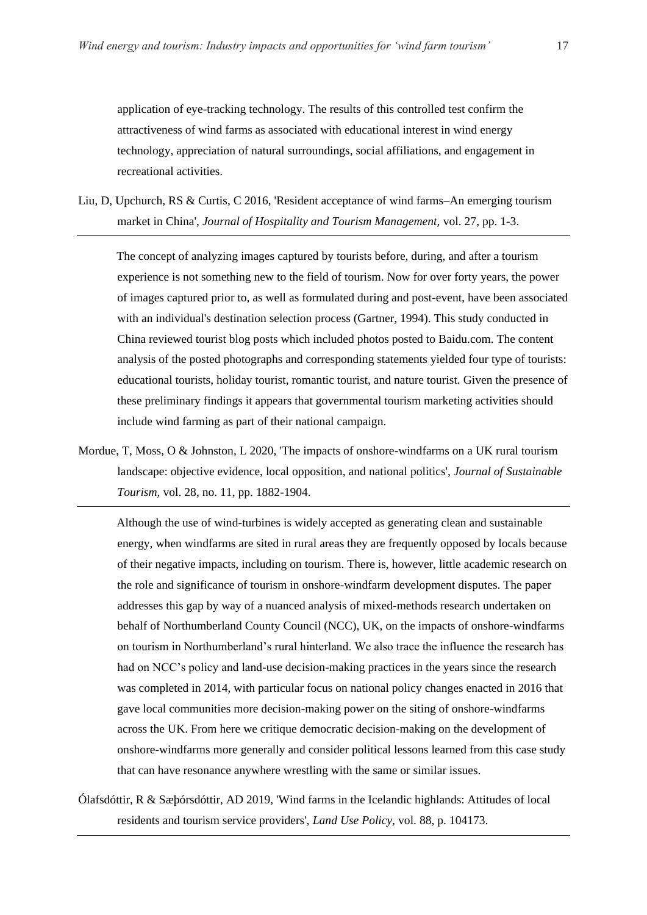application of eye-tracking technology. The results of this controlled test confirm the attractiveness of wind farms as associated with educational interest in wind energy technology, appreciation of natural surroundings, social affiliations, and engagement in recreational activities.

Liu, D, Upchurch, RS & Curtis, C 2016, 'Resident acceptance of wind farms–An emerging tourism market in China', *Journal of Hospitality and Tourism Management,* vol. 27, pp. 1-3.

---

The concept of analyzing images captured by tourists before, during, and after a tourism experience is not something new to the field of tourism. Now for over forty years, the power of images captured prior to, as well as formulated during and post-event, have been associated with an individual's destination selection process (Gartner, 1994). This study conducted in China reviewed tourist blog posts which included photos posted to Baidu.com. The content analysis of the posted photographs and corresponding statements yielded four type of tourists: educational tourists, holiday tourist, romantic tourist, and nature tourist. Given the presence of these preliminary findings it appears that governmental tourism marketing activities should include wind farming as part of their national campaign.

Mordue, T, Moss, O & Johnston, L 2020, 'The impacts of onshore-windfarms on a UK rural tourism landscape: objective evidence, local opposition, and national politics', *Journal of Sustainable Tourism,* vol. 28, no. 11, pp. 1882-1904.

---

Although the use of wind-turbines is widely accepted as generating clean and sustainable energy, when windfarms are sited in rural areas they are frequently opposed by locals because of their negative impacts, including on tourism. There is, however, little academic research on the role and significance of tourism in onshore-windfarm development disputes. The paper addresses this gap by way of a nuanced analysis of mixed-methods research undertaken on behalf of Northumberland County Council (NCC), UK, on the impacts of onshore-windfarms on tourism in Northumberland's rural hinterland. We also trace the influence the research has had on NCC's policy and land-use decision-making practices in the years since the research was completed in 2014, with particular focus on national policy changes enacted in 2016 that gave local communities more decision-making power on the siting of onshore-windfarms across the UK. From here we critique democratic decision-making on the development of onshore-windfarms more generally and consider political lessons learned from this case study that can have resonance anywhere wrestling with the same or similar issues.

Ólafsdóttir, R & Sæþórsdóttir, AD 2019, 'Wind farms in the Icelandic highlands: Attitudes of local residents and tourism service providers', *Land Use Policy,* vol. 88, p. 104173.

---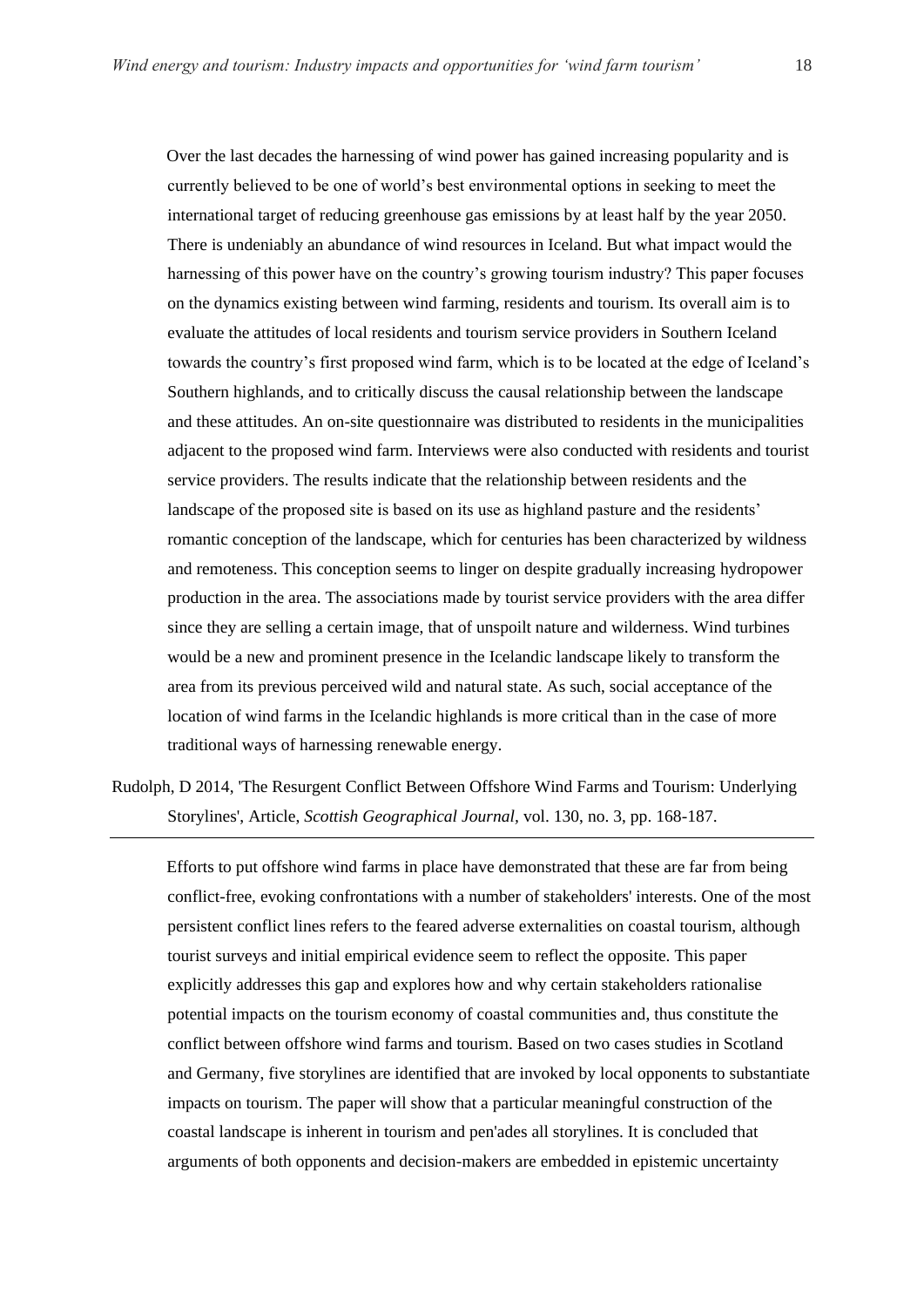Over the last decades the harnessing of wind power has gained increasing popularity and is currently believed to be one of world's best environmental options in seeking to meet the international target of reducing greenhouse gas emissions by at least half by the year 2050. There is undeniably an abundance of wind resources in Iceland. But what impact would the harnessing of this power have on the country's growing tourism industry? This paper focuses on the dynamics existing between wind farming, residents and tourism. Its overall aim is to evaluate the attitudes of local residents and tourism service providers in Southern Iceland towards the country's first proposed wind farm, which is to be located at the edge of Iceland's Southern highlands, and to critically discuss the causal relationship between the landscape and these attitudes. An on-site questionnaire was distributed to residents in the municipalities adjacent to the proposed wind farm. Interviews were also conducted with residents and tourist service providers. The results indicate that the relationship between residents and the landscape of the proposed site is based on its use as highland pasture and the residents' romantic conception of the landscape, which for centuries has been characterized by wildness and remoteness. This conception seems to linger on despite gradually increasing hydropower production in the area. The associations made by tourist service providers with the area differ since they are selling a certain image, that of unspoilt nature and wilderness. Wind turbines would be a new and prominent presence in the Icelandic landscape likely to transform the area from its previous perceived wild and natural state. As such, social acceptance of the location of wind farms in the Icelandic highlands is more critical than in the case of more traditional ways of harnessing renewable energy.

Rudolph, D 2014, 'The Resurgent Conflict Between Offshore Wind Farms and Tourism: Underlying Storylines', Article, *Scottish Geographical Journal*, vol. 130, no. 3, pp. 168-187.

---

Efforts to put offshore wind farms in place have demonstrated that these are far from being conflict-free, evoking confrontations with a number of stakeholders' interests. One of the most persistent conflict lines refers to the feared adverse externalities on coastal tourism, although tourist surveys and initial empirical evidence seem to reflect the opposite. This paper explicitly addresses this gap and explores how and why certain stakeholders rationalise potential impacts on the tourism economy of coastal communities and, thus constitute the conflict between offshore wind farms and tourism. Based on two cases studies in Scotland and Germany, five storylines are identified that are invoked by local opponents to substantiate impacts on tourism. The paper will show that a particular meaningful construction of the coastal landscape is inherent in tourism and pen'ades all storylines. It is concluded that arguments of both opponents and decision-makers are embedded in epistemic uncertainty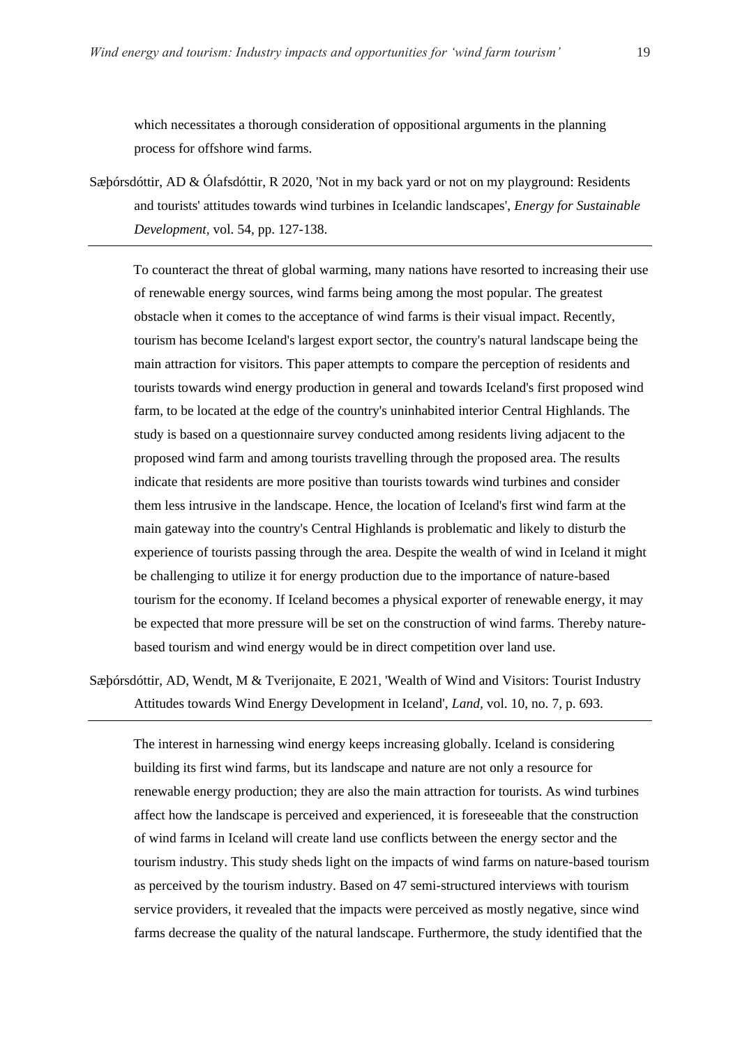which necessitates a thorough consideration of oppositional arguments in the planning process for offshore wind farms.

Sæþórsdóttir, AD & Ólafsdóttir, R 2020, 'Not in my back yard or not on my playground: Residents and tourists' attitudes towards wind turbines in Icelandic landscapes', *Energy for Sustainable Development*, vol. 54, pp. 127-138.

---

To counteract the threat of global warming, many nations have resorted to increasing their use of renewable energy sources, wind farms being among the most popular. The greatest obstacle when it comes to the acceptance of wind farms is their visual impact. Recently, tourism has become Iceland's largest export sector, the country's natural landscape being the main attraction for visitors. This paper attempts to compare the perception of residents and tourists towards wind energy production in general and towards Iceland's first proposed wind farm, to be located at the edge of the country's uninhabited interior Central Highlands. The study is based on a questionnaire survey conducted among residents living adjacent to the proposed wind farm and among tourists travelling through the proposed area. The results indicate that residents are more positive than tourists towards wind turbines and consider them less intrusive in the landscape. Hence, the location of Iceland's first wind farm at the main gateway into the country's Central Highlands is problematic and likely to disturb the experience of tourists passing through the area. Despite the wealth of wind in Iceland it might be challenging to utilize it for energy production due to the importance of nature-based tourism for the economy. If Iceland becomes a physical exporter of renewable energy, it may be expected that more pressure will be set on the construction of wind farms. Thereby nature-based tourism and wind energy would be in direct competition over land use.

Sæþórsdóttir, AD, Wendt, M & Tverijonaite, E 2021, 'Wealth of Wind and Visitors: Tourist Industry Attitudes towards Wind Energy Development in Iceland', *Land*, vol. 10, no. 7, p. 693.

---

The interest in harnessing wind energy keeps increasing globally. Iceland is considering building its first wind farms, but its landscape and nature are not only a resource for renewable energy production; they are also the main attraction for tourists. As wind turbines affect how the landscape is perceived and experienced, it is foreseeable that the construction of wind farms in Iceland will create land use conflicts between the energy sector and the tourism industry. This study sheds light on the impacts of wind farms on nature-based tourism as perceived by the tourism industry. Based on 47 semi-structured interviews with tourism service providers, it revealed that the impacts were perceived as mostly negative, since wind farms decrease the quality of the natural landscape. Furthermore, the study identified that the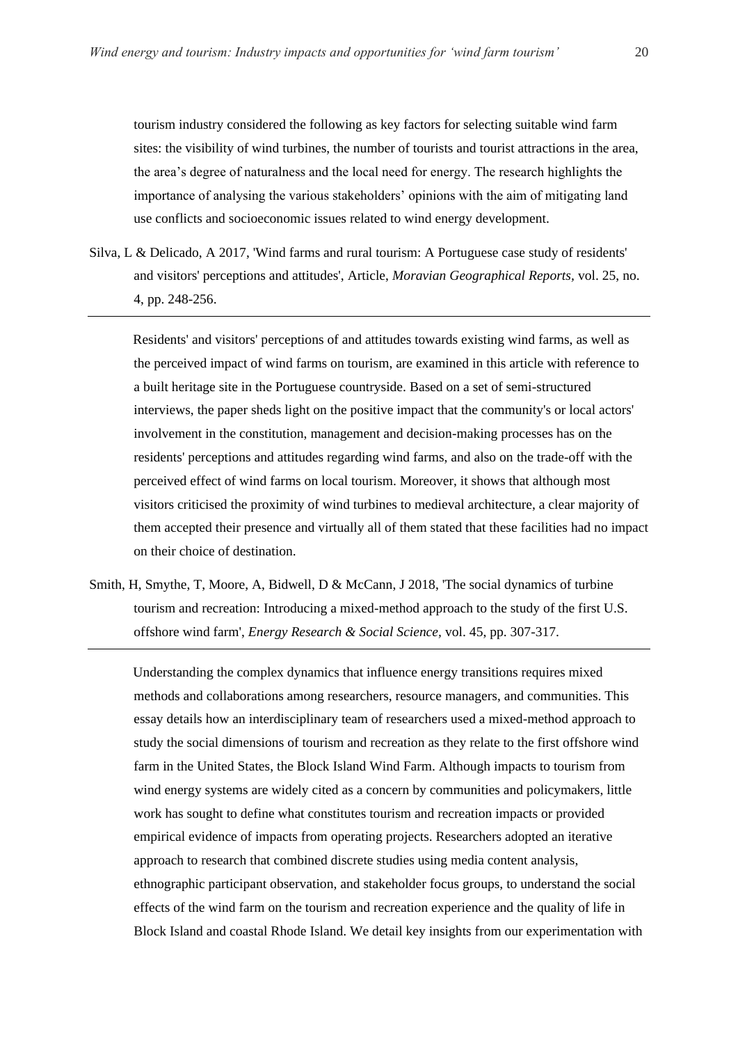tourism industry considered the following as key factors for selecting suitable wind farm sites: the visibility of wind turbines, the number of tourists and tourist attractions in the area, the area's degree of naturalness and the local need for energy. The research highlights the importance of analysing the various stakeholders' opinions with the aim of mitigating land use conflicts and socioeconomic issues related to wind energy development.

Silva, L & Delicado, A 2017, 'Wind farms and rural tourism: A Portuguese case study of residents' and visitors' perceptions and attitudes', Article, *Moravian Geographical Reports*, vol. 25, no. 4, pp. 248-256.

---

Residents' and visitors' perceptions of and attitudes towards existing wind farms, as well as the perceived impact of wind farms on tourism, are examined in this article with reference to a built heritage site in the Portuguese countryside. Based on a set of semi-structured interviews, the paper sheds light on the positive impact that the community's or local actors' involvement in the constitution, management and decision-making processes has on the residents' perceptions and attitudes regarding wind farms, and also on the trade-off with the perceived effect of wind farms on local tourism. Moreover, it shows that although most visitors criticised the proximity of wind turbines to medieval architecture, a clear majority of them accepted their presence and virtually all of them stated that these facilities had no impact on their choice of destination.

Smith, H, Smythe, T, Moore, A, Bidwell, D & McCann, J 2018, 'The social dynamics of turbine tourism and recreation: Introducing a mixed-method approach to the study of the first U.S. offshore wind farm', *Energy Research & Social Science*, vol. 45, pp. 307-317.

---

Understanding the complex dynamics that influence energy transitions requires mixed methods and collaborations among researchers, resource managers, and communities. This essay details how an interdisciplinary team of researchers used a mixed-method approach to study the social dimensions of tourism and recreation as they relate to the first offshore wind farm in the United States, the Block Island Wind Farm. Although impacts to tourism from wind energy systems are widely cited as a concern by communities and policymakers, little work has sought to define what constitutes tourism and recreation impacts or provided empirical evidence of impacts from operating projects. Researchers adopted an iterative approach to research that combined discrete studies using media content analysis, ethnographic participant observation, and stakeholder focus groups, to understand the social effects of the wind farm on the tourism and recreation experience and the quality of life in Block Island and coastal Rhode Island. We detail key insights from our experimentation with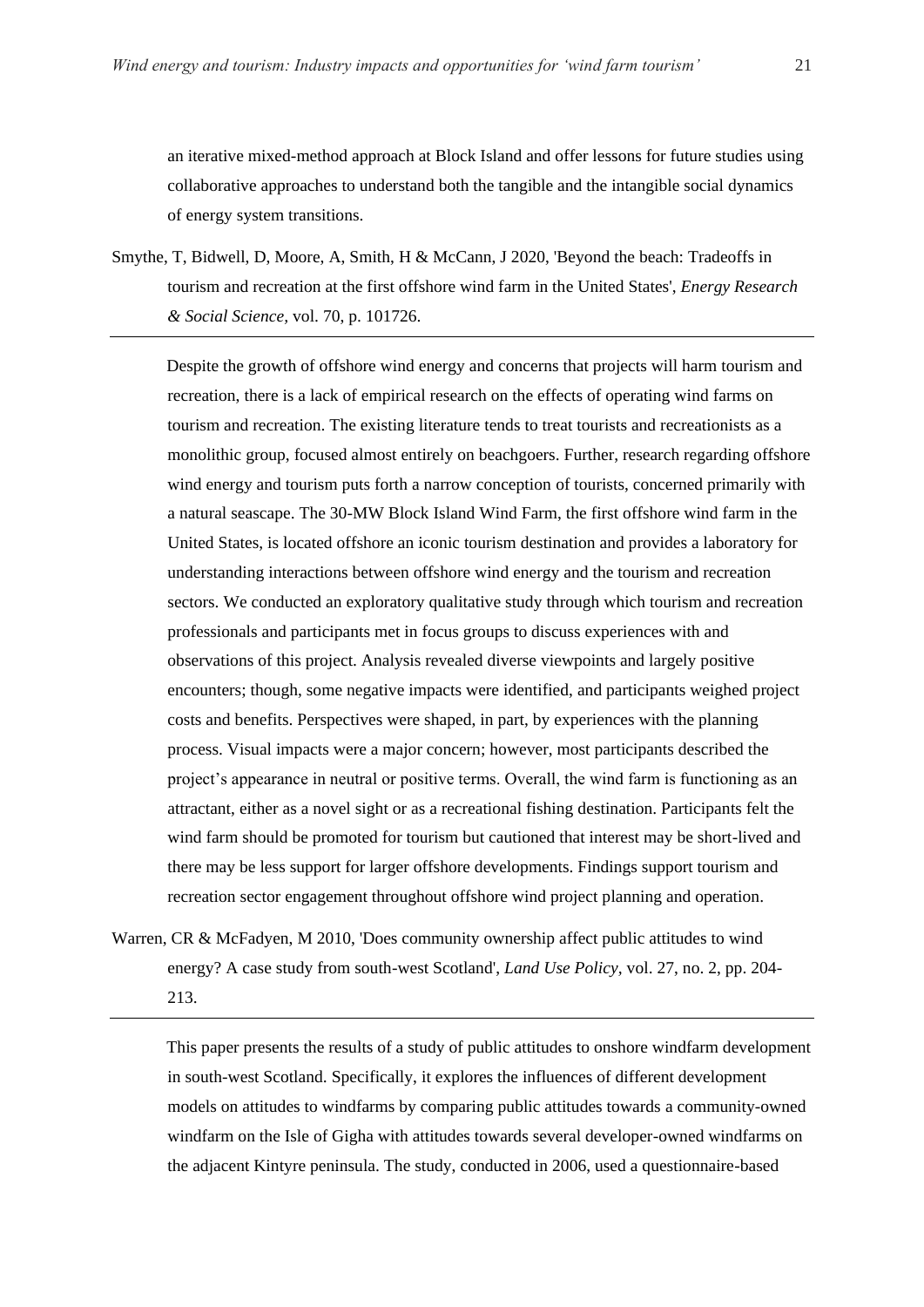an iterative mixed-method approach at Block Island and offer lessons for future studies using collaborative approaches to understand both the tangible and the intangible social dynamics of energy system transitions.

Smythe, T, Bidwell, D, Moore, A, Smith, H & McCann, J 2020, 'Beyond the beach: Tradeoffs in tourism and recreation at the first offshore wind farm in the United States', *Energy Research & Social Science*, vol. 70, p. 101726.

---

Despite the growth of offshore wind energy and concerns that projects will harm tourism and recreation, there is a lack of empirical research on the effects of operating wind farms on tourism and recreation. The existing literature tends to treat tourists and recreationists as a monolithic group, focused almost entirely on beachgoers. Further, research regarding offshore wind energy and tourism puts forth a narrow conception of tourists, concerned primarily with a natural seascape. The 30-MW Block Island Wind Farm, the first offshore wind farm in the United States, is located offshore an iconic tourism destination and provides a laboratory for understanding interactions between offshore wind energy and the tourism and recreation sectors. We conducted an exploratory qualitative study through which tourism and recreation professionals and participants met in focus groups to discuss experiences with and observations of this project. Analysis revealed diverse viewpoints and largely positive encounters; though, some negative impacts were identified, and participants weighed project costs and benefits. Perspectives were shaped, in part, by experiences with the planning process. Visual impacts were a major concern; however, most participants described the project's appearance in neutral or positive terms. Overall, the wind farm is functioning as an attractant, either as a novel sight or as a recreational fishing destination. Participants felt the wind farm should be promoted for tourism but cautioned that interest may be short-lived and there may be less support for larger offshore developments. Findings support tourism and recreation sector engagement throughout offshore wind project planning and operation.

Warren, CR & McFadyen, M 2010, 'Does community ownership affect public attitudes to wind energy? A case study from south-west Scotland', *Land Use Policy*, vol. 27, no. 2, pp. 204-213.

---

This paper presents the results of a study of public attitudes to onshore windfarm development in south-west Scotland. Specifically, it explores the influences of different development models on attitudes to windfarms by comparing public attitudes towards a community-owned windfarm on the Isle of Gigha with attitudes towards several developer-owned windfarms on the adjacent Kintyre peninsula. The study, conducted in 2006, used a questionnaire-based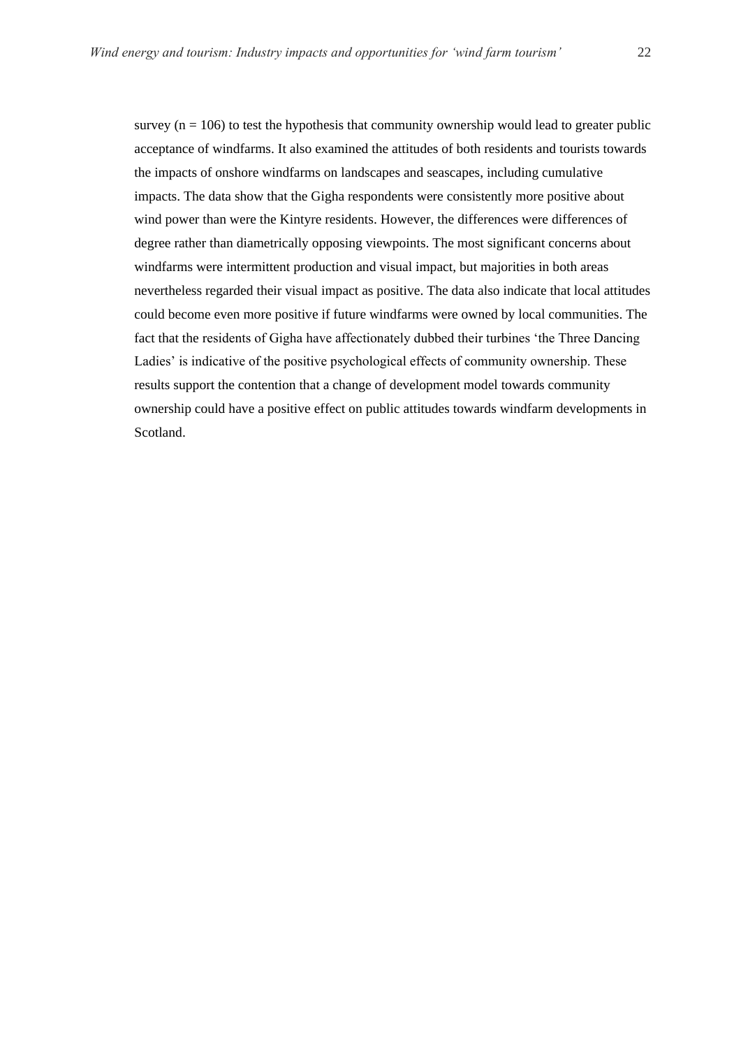survey (n = 106) to test the hypothesis that community ownership would lead to greater public acceptance of windfarms. It also examined the attitudes of both residents and tourists towards the impacts of onshore windfarms on landscapes and seascapes, including cumulative impacts. The data show that the Gigha respondents were consistently more positive about wind power than were the Kintyre residents. However, the differences were differences of degree rather than diametrically opposing viewpoints. The most significant concerns about windfarms were intermittent production and visual impact, but majorities in both areas nevertheless regarded their visual impact as positive. The data also indicate that local attitudes could become even more positive if future windfarms were owned by local communities. The fact that the residents of Gigha have affectionately dubbed their turbines 'the Three Dancing Ladies' is indicative of the positive psychological effects of community ownership. These results support the contention that a change of development model towards community ownership could have a positive effect on public attitudes towards windfarm developments in Scotland.